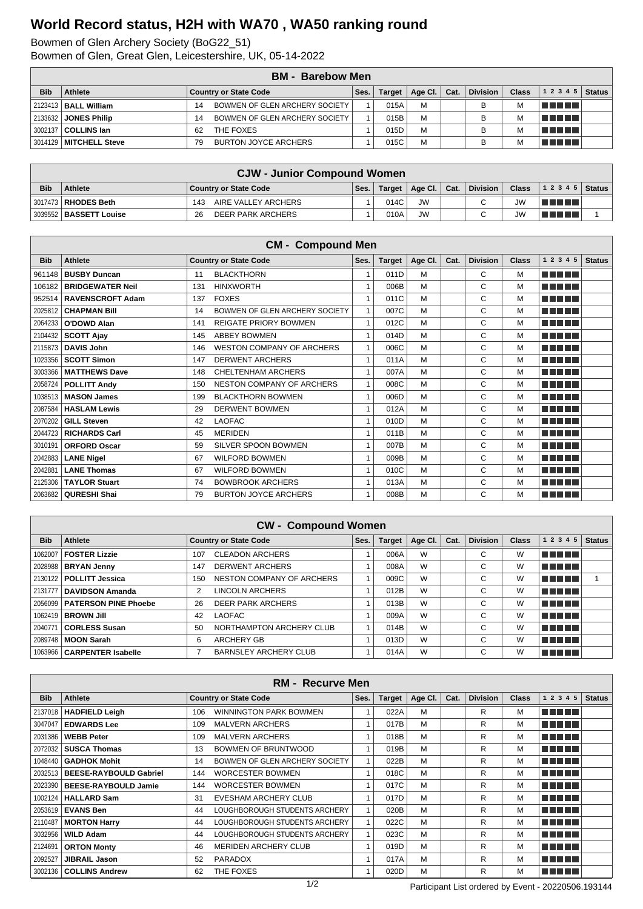# World Record status, H2H with WA70 , WA50 ranking round

Bowmen of Glen Archery Society (BoG22_51)
Bowmen of Glen, Great Glen, Leicestershire, UK, 05-14-2022

| BM - Barebow Men | | | | | | | | | | | |
|---|---|---|---|---|---|---|---|---|---|---|---|
| Bib | Athlete | Country or State Code | | Ses. | Target | Age Cl. | Cat. | Division | Class | 1 2 3 4 5 | Status |
| 2123413 | **BALL William** | 14 | BOWMEN OF GLEN ARCHERY SOCIETY | 1 | 015A | M | | B | M | | |
| 2133632 | **JONES Philip** | 14 | BOWMEN OF GLEN ARCHERY SOCIETY | 1 | 015B | M | | B | M | | |
| 3002137 | **COLLINS Ian** | 62 | THE FOXES | 1 | 015D | M | | B | M | | |
| 3014129 | **MITCHELL Steve** | 79 | BURTON JOYCE ARCHERS | 1 | 015C | M | | B | M | | |

| CJW - Junior Compound Women | | | | | | | | | | | |
|---|---|---|---|---|---|---|---|---|---|---|---|
| Bib | Athlete | Country or State Code | | Ses. | Target | Age Cl. | Cat. | Division | Class | 1 2 3 4 5 | Status |
| 3017473 | **RHODES Beth** | 143 | AIRE VALLEY ARCHERS | 1 | 014C | JW | | C | JW | | |
| 3039552 | **BASSETT Louise** | 26 | DEER PARK ARCHERS | 1 | 010A | JW | | C | JW | | 1 |

| CM - Compound Men | | | | | | | | | | | |
|---|---|---|---|---|---|---|---|---|---|---|---|
| Bib | Athlete | Country or State Code | | Ses. | Target | Age Cl. | Cat. | Division | Class | 1 2 3 4 5 | Status |
| 961148 | **BUSBY Duncan** | 11 | BLACKTHORN | 1 | 011D | M | | C | M | | |
| 106182 | **BRIDGEWATER Neil** | 131 | HINXWORTH | 1 | 006B | M | | C | M | | |
| 952514 | **RAVENSCROFT Adam** | 137 | FOXES | 1 | 011C | M | | C | M | | |
| 2025812 | **CHAPMAN Bill** | 14 | BOWMEN OF GLEN ARCHERY SOCIETY | 1 | 007C | M | | C | M | | |
| 2064233 | **O'DOWD Alan** | 141 | REIGATE PRIORY BOWMEN | 1 | 012C | M | | C | M | | |
| 2104432 | **SCOTT Ajay** | 145 | ABBEY BOWMEN | 1 | 014D | M | | C | M | | |
| 2115873 | **DAVIS John** | 146 | WESTON COMPANY OF ARCHERS | 1 | 006C | M | | C | M | | |
| 1023356 | **SCOTT Simon** | 147 | DERWENT ARCHERS | 1 | 011A | M | | C | M | | |
| 3003366 | **MATTHEWS Dave** | 148 | CHELTENHAM ARCHERS | 1 | 007A | M | | C | M | | |
| 2058724 | **POLLITT Andy** | 150 | NESTON COMPANY OF ARCHERS | 1 | 008C | M | | C | M | | |
| 1038513 | **MASON James** | 199 | BLACKTHORN BOWMEN | 1 | 006D | M | | C | M | | |
| 2087584 | **HASLAM Lewis** | 29 | DERWENT BOWMEN | 1 | 012A | M | | C | M | | |
| 2070202 | **GILL Steven** | 42 | LAOFAC | 1 | 010D | M | | C | M | | |
| 2044723 | **RICHARDS Carl** | 45 | MERIDEN | 1 | 011B | M | | C | M | | |
| 3010191 | **ORFORD Oscar** | 59 | SILVER SPOON BOWMEN | 1 | 007B | M | | C | M | | |
| 2042883 | **LANE Nigel** | 67 | WILFORD BOWMEN | 1 | 009B | M | | C | M | | |
| 2042881 | **LANE Thomas** | 67 | WILFORD BOWMEN | 1 | 010C | M | | C | M | | |
| 2125306 | **TAYLOR Stuart** | 74 | BOWBROOK ARCHERS | 1 | 013A | M | | C | M | | |
| 2063682 | **QURESHI Shai** | 79 | BURTON JOYCE ARCHERS | 1 | 008B | M | | C | M | | |

| CW - Compound Women | | | | | | | | | | | |
|---|---|---|---|---|---|---|---|---|---|---|---|
| Bib | Athlete | Country or State Code | | Ses. | Target | Age Cl. | Cat. | Division | Class | 1 2 3 4 5 | Status |
| 1062007 | **FOSTER Lizzie** | 107 | CLEADON ARCHERS | 1 | 006A | W | | C | W | | |
| 2028988 | **BRYAN Jenny** | 147 | DERWENT ARCHERS | 1 | 008A | W | | C | W | | |
| 2130122 | **POLLITT Jessica** | 150 | NESTON COMPANY OF ARCHERS | 1 | 009C | W | | C | W | | 1 |
| 2131777 | **DAVIDSON Amanda** | 2 | LINCOLN ARCHERS | 1 | 012B | W | | C | W | | |
| 2056099 | **PATERSON PINE Phoebe** | 26 | DEER PARK ARCHERS | 1 | 013B | W | | C | W | | |
| 1062419 | **BROWN Jill** | 42 | LAOFAC | 1 | 009A | W | | C | W | | |
| 2040771 | **CORLESS Susan** | 50 | NORTHAMPTON ARCHERY CLUB | 1 | 014B | W | | C | W | | |
| 2089748 | **MOON Sarah** | 6 | ARCHERY GB | 1 | 013D | W | | C | W | | |
| 1063966 | **CARPENTER Isabelle** | 7 | BARNSLEY ARCHERY CLUB | 1 | 014A | W | | C | W | | |

| RM - Recurve Men | | | | | | | | | | | |
|---|---|---|---|---|---|---|---|---|---|---|---|
| Bib | Athlete | Country or State Code | | Ses. | Target | Age Cl. | Cat. | Division | Class | 1 2 3 4 5 | Status |
| 2137018 | **HADFIELD Leigh** | 106 | WINNINGTON PARK BOWMEN | 1 | 022A | M | | R | M | | |
| 3047047 | **EDWARDS Lee** | 109 | MALVERN ARCHERS | 1 | 017B | M | | R | M | | |
| 2031386 | **WEBB Peter** | 109 | MALVERN ARCHERS | 1 | 018B | M | | R | M | | |
| 2072032 | **SUSCA Thomas** | 13 | BOWMEN OF BRUNTWOOD | 1 | 019B | M | | R | M | | |
| 1048440 | **GADHOK Mohit** | 14 | BOWMEN OF GLEN ARCHERY SOCIETY | 1 | 022B | M | | R | M | | |
| 2032513 | **BEESE-RAYBOULD Gabriel** | 144 | WORCESTER BOWMEN | 1 | 018C | M | | R | M | | |
| 2023390 | **BEESE-RAYBOULD Jamie** | 144 | WORCESTER BOWMEN | 1 | 017C | M | | R | M | | |
| 1002124 | **HALLARD Sam** | 31 | EVESHAM ARCHERY CLUB | 1 | 017D | M | | R | M | | |
| 2053619 | **EVANS Ben** | 44 | LOUGHBOROUGH STUDENTS ARCHERY | 1 | 020B | M | | R | M | | |
| 2110487 | **MORTON Harry** | 44 | LOUGHBOROUGH STUDENTS ARCHERY | 1 | 022C | M | | R | M | | |
| 3032956 | **WILD Adam** | 44 | LOUGHBOROUGH STUDENTS ARCHERY | 1 | 023C | M | | R | M | | |
| 2124691 | **ORTON Monty** | 46 | MERIDEN ARCHERY CLUB | 1 | 019D | M | | R | M | | |
| 2092527 | **JIBRAIL Jason** | 52 | PARADOX | 1 | 017A | M | | R | M | | |
| 3002136 | **COLLINS Andrew** | 62 | THE FOXES | 1 | 020D | M | | R | M | | |

Participant List ordered by Event - 20220506.193144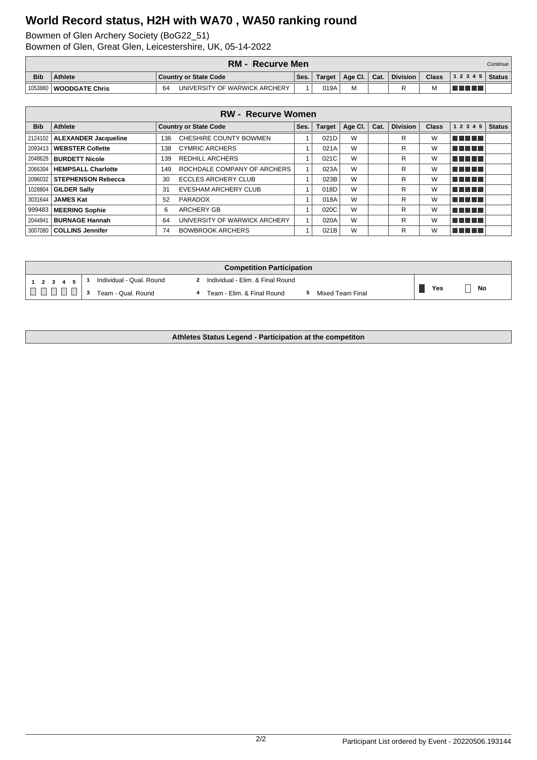# World Record status, H2H with WA70 , WA50 ranking round

Bowmen of Glen Archery Society (BoG22_51)
Bowmen of Glen, Great Glen, Leicestershire, UK, 05-14-2022

**RM - Recurve Men** *Continue*

| Bib | Athlete | Country or State Code | | Ses. | Target | Age Cl. | Cat. | Division | Class | 1 2 3 4 5 | Status |
|---|---|---|---|---|---|---|---|---|---|---|---|
| 1053880 | **WOODGATE Chris** | 64 | UNIVERSITY OF WARWICK ARCHERY | 1 | 019A | M | | R | M | ■■■■■ | |

**RW - Recurve Women**

| Bib | Athlete | Country or State Code | | Ses. | Target | Age Cl. | Cat. | Division | Class | 1 2 3 4 5 | Status |
|---|---|---|---|---|---|---|---|---|---|---|---|
| 2124102 | **ALEXANDER Jacqueline** | 136 | CHESHIRE COUNTY BOWMEN | 1 | 021D | W | | R | W | ■■■■■ | |
| 2093413 | **WEBSTER Collette** | 138 | CYMRIC ARCHERS | 1 | 021A | W | | R | W | ■■■■■ | |
| 2048628 | **BURDETT Nicole** | 139 | REDHILL ARCHERS | 1 | 021C | W | | R | W | ■■■■■ | |
| 2066304 | **HEMPSALL Charlotte** | 149 | ROCHDALE COMPANY OF ARCHERS | 1 | 023A | W | | R | W | ■■■■■ | |
| 2096032 | **STEPHENSON Rebecca** | 30 | ECCLES ARCHERY CLUB | 1 | 023B | W | | R | W | ■■■■■ | |
| 1028804 | **GILDER Sally** | 31 | EVESHAM ARCHERY CLUB | 1 | 018D | W | | R | W | ■■■■■ | |
| 3031644 | **JAMES Kat** | 52 | PARADOX | 1 | 018A | W | | R | W | ■■■■■ | |
| 999483 | **MEERING Sophie** | 6 | ARCHERY GB | 1 | 020C | W | | R | W | ■■■■■ | |
| 2044941 | **BURNAGE Hannah** | 64 | UNIVERSITY OF WARWICK ARCHERY | 1 | 020A | W | | R | W | ■■■■■ | |
| 3007080 | **COLLINS Jennifer** | 74 | BOWBROOK ARCHERS | 1 | 021B | W | | R | W | ■■■■■ | |

**Competition Participation**

| 1 2 3 4 5 | | | |
|---|---|---|---|
| □ □ □ □ □ | 1 Individual - Qual. Round | 2 Individual - Elim. & Final Round | ■ Yes |
| | 3 Team - Qual. Round | 4 Team - Elim. & Final Round | 5 Mixed Team Final | □ No |

**Athletes Status Legend - Participation at the competiton**

Participant List ordered by Event - 20220506.193144